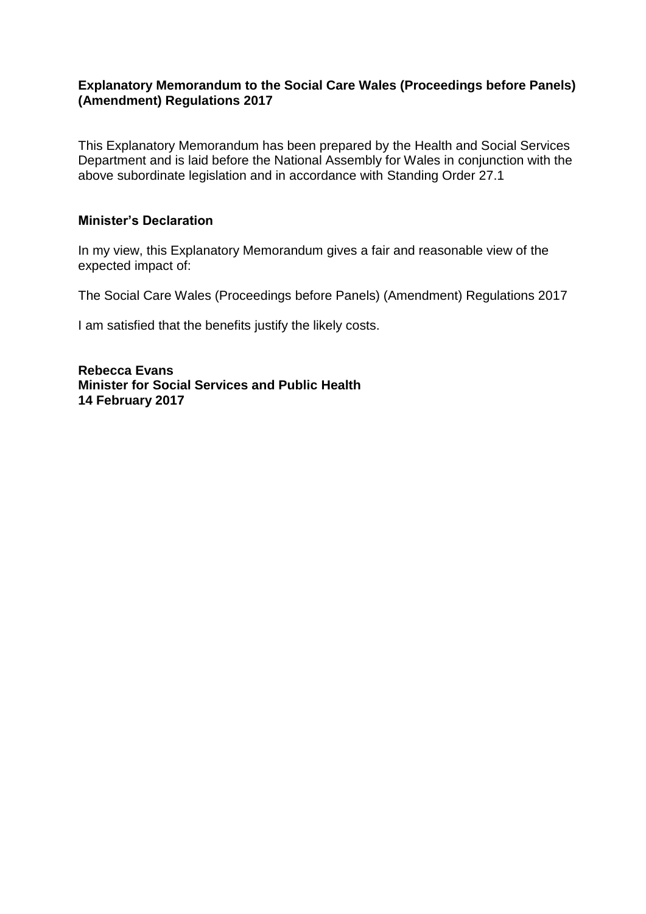# Explanatory Memorandum to the Social Care Wales (Proceedings before Panels) (Amendment) Regulations 2017

This Explanatory Memorandum has been prepared by the Health and Social Services Department and is laid before the National Assembly for Wales in conjunction with the above subordinate legislation and in accordance with Standing Order 27.1

## Minister's Declaration

In my view, this Explanatory Memorandum gives a fair and reasonable view of the expected impact of:

The Social Care Wales (Proceedings before Panels) (Amendment) Regulations 2017

I am satisfied that the benefits justify the likely costs.

**Rebecca Evans**
**Minister for Social Services and Public Health**
**14 February 2017**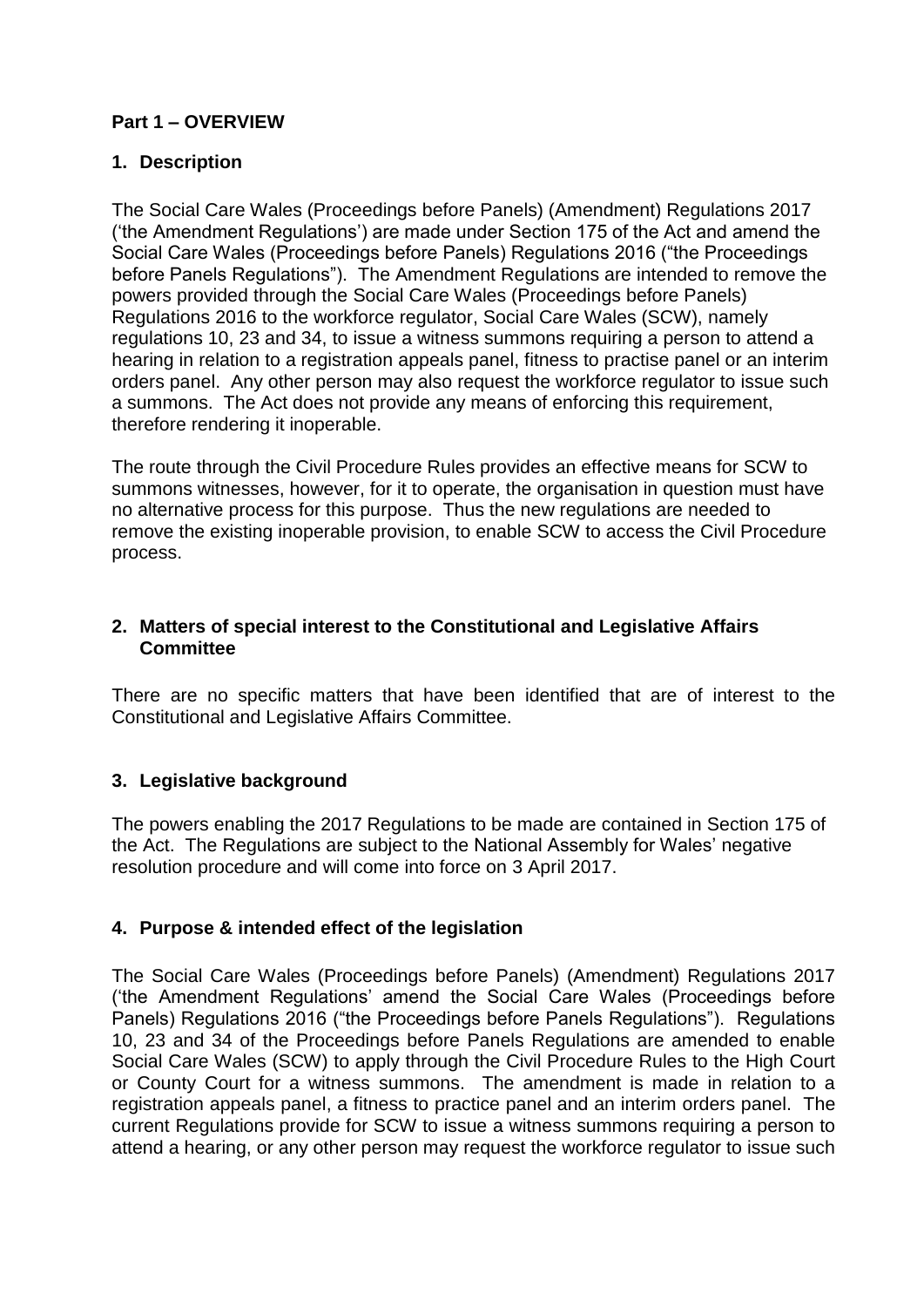## Part 1 – OVERVIEW

### 1. Description

The Social Care Wales (Proceedings before Panels) (Amendment) Regulations 2017 ('the Amendment Regulations') are made under Section 175 of the Act and amend the Social Care Wales (Proceedings before Panels) Regulations 2016 ("the Proceedings before Panels Regulations"). The Amendment Regulations are intended to remove the powers provided through the Social Care Wales (Proceedings before Panels) Regulations 2016 to the workforce regulator, Social Care Wales (SCW), namely regulations 10, 23 and 34, to issue a witness summons requiring a person to attend a hearing in relation to a registration appeals panel, fitness to practise panel or an interim orders panel. Any other person may also request the workforce regulator to issue such a summons. The Act does not provide any means of enforcing this requirement, therefore rendering it inoperable.

The route through the Civil Procedure Rules provides an effective means for SCW to summons witnesses, however, for it to operate, the organisation in question must have no alternative process for this purpose. Thus the new regulations are needed to remove the existing inoperable provision, to enable SCW to access the Civil Procedure process.

### 2. Matters of special interest to the Constitutional and Legislative Affairs Committee

There are no specific matters that have been identified that are of interest to the Constitutional and Legislative Affairs Committee.

### 3. Legislative background

The powers enabling the 2017 Regulations to be made are contained in Section 175 of the Act. The Regulations are subject to the National Assembly for Wales' negative resolution procedure and will come into force on 3 April 2017.

### 4. Purpose & intended effect of the legislation

The Social Care Wales (Proceedings before Panels) (Amendment) Regulations 2017 ('the Amendment Regulations' amend the Social Care Wales (Proceedings before Panels) Regulations 2016 ("the Proceedings before Panels Regulations"). Regulations 10, 23 and 34 of the Proceedings before Panels Regulations are amended to enable Social Care Wales (SCW) to apply through the Civil Procedure Rules to the High Court or County Court for a witness summons. The amendment is made in relation to a registration appeals panel, a fitness to practice panel and an interim orders panel. The current Regulations provide for SCW to issue a witness summons requiring a person to attend a hearing, or any other person may request the workforce regulator to issue such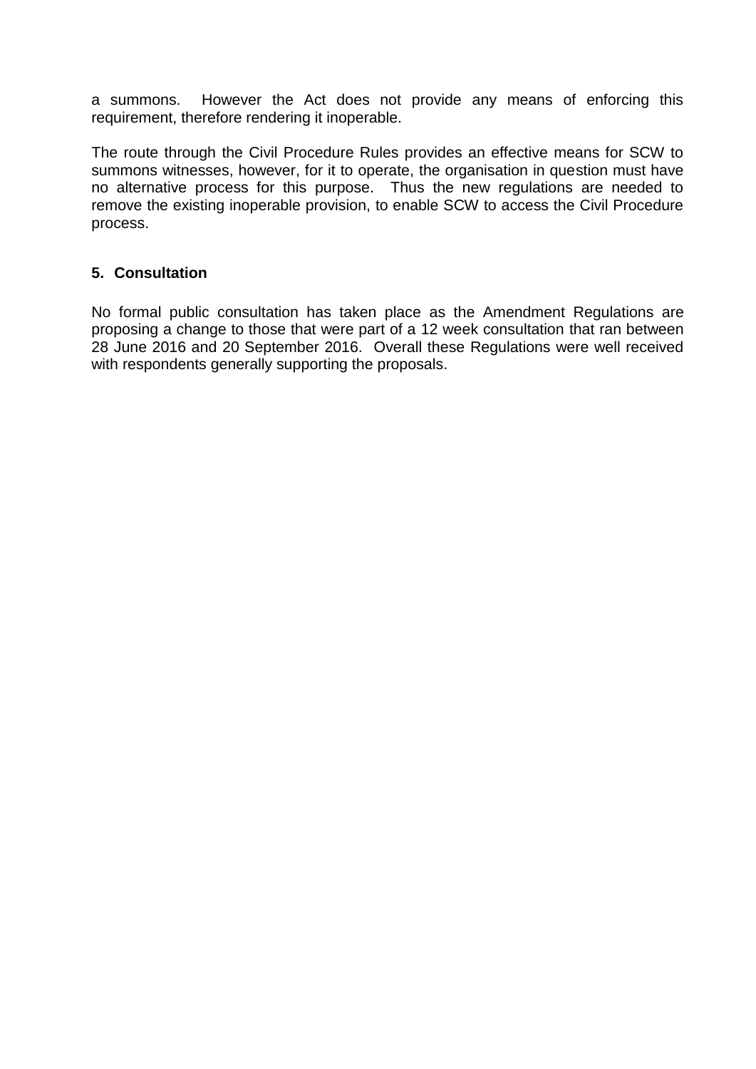a summons. However the Act does not provide any means of enforcing this requirement, therefore rendering it inoperable.

The route through the Civil Procedure Rules provides an effective means for SCW to summons witnesses, however, for it to operate, the organisation in question must have no alternative process for this purpose. Thus the new regulations are needed to remove the existing inoperable provision, to enable SCW to access the Civil Procedure process.

## 5. Consultation

No formal public consultation has taken place as the Amendment Regulations are proposing a change to those that were part of a 12 week consultation that ran between 28 June 2016 and 20 September 2016. Overall these Regulations were well received with respondents generally supporting the proposals.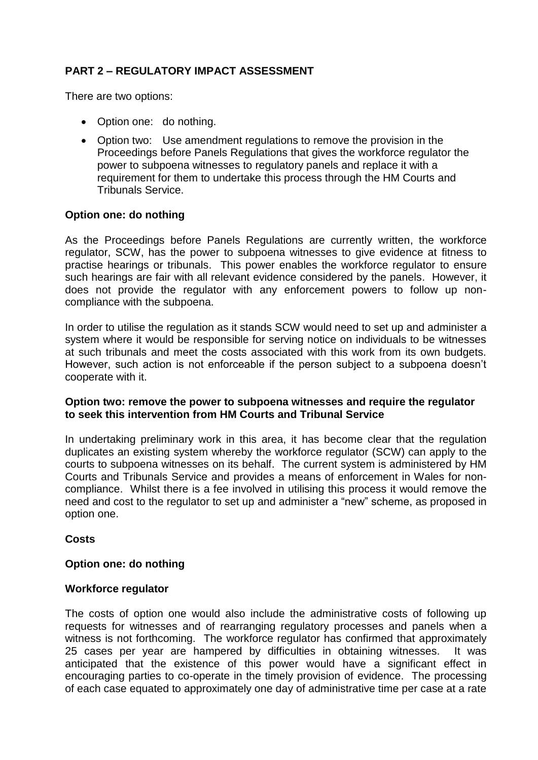## PART 2 – REGULATORY IMPACT ASSESSMENT

There are two options:

- Option one: do nothing.
- Option two: Use amendment regulations to remove the provision in the Proceedings before Panels Regulations that gives the workforce regulator the power to subpoena witnesses to regulatory panels and replace it with a requirement for them to undertake this process through the HM Courts and Tribunals Service.

**Option one: do nothing**

As the Proceedings before Panels Regulations are currently written, the workforce regulator, SCW, has the power to subpoena witnesses to give evidence at fitness to practise hearings or tribunals. This power enables the workforce regulator to ensure such hearings are fair with all relevant evidence considered by the panels. However, it does not provide the regulator with any enforcement powers to follow up non-compliance with the subpoena.

In order to utilise the regulation as it stands SCW would need to set up and administer a system where it would be responsible for serving notice on individuals to be witnesses at such tribunals and meet the costs associated with this work from its own budgets. However, such action is not enforceable if the person subject to a subpoena doesn't cooperate with it.

**Option two: remove the power to subpoena witnesses and require the regulator to seek this intervention from HM Courts and Tribunal Service**

In undertaking preliminary work in this area, it has become clear that the regulation duplicates an existing system whereby the workforce regulator (SCW) can apply to the courts to subpoena witnesses on its behalf. The current system is administered by HM Courts and Tribunals Service and provides a means of enforcement in Wales for non-compliance. Whilst there is a fee involved in utilising this process it would remove the need and cost to the regulator to set up and administer a "new" scheme, as proposed in option one.

**Costs**

**Option one: do nothing**

**Workforce regulator**

The costs of option one would also include the administrative costs of following up requests for witnesses and of rearranging regulatory processes and panels when a witness is not forthcoming. The workforce regulator has confirmed that approximately 25 cases per year are hampered by difficulties in obtaining witnesses. It was anticipated that the existence of this power would have a significant effect in encouraging parties to co-operate in the timely provision of evidence. The processing of each case equated to approximately one day of administrative time per case at a rate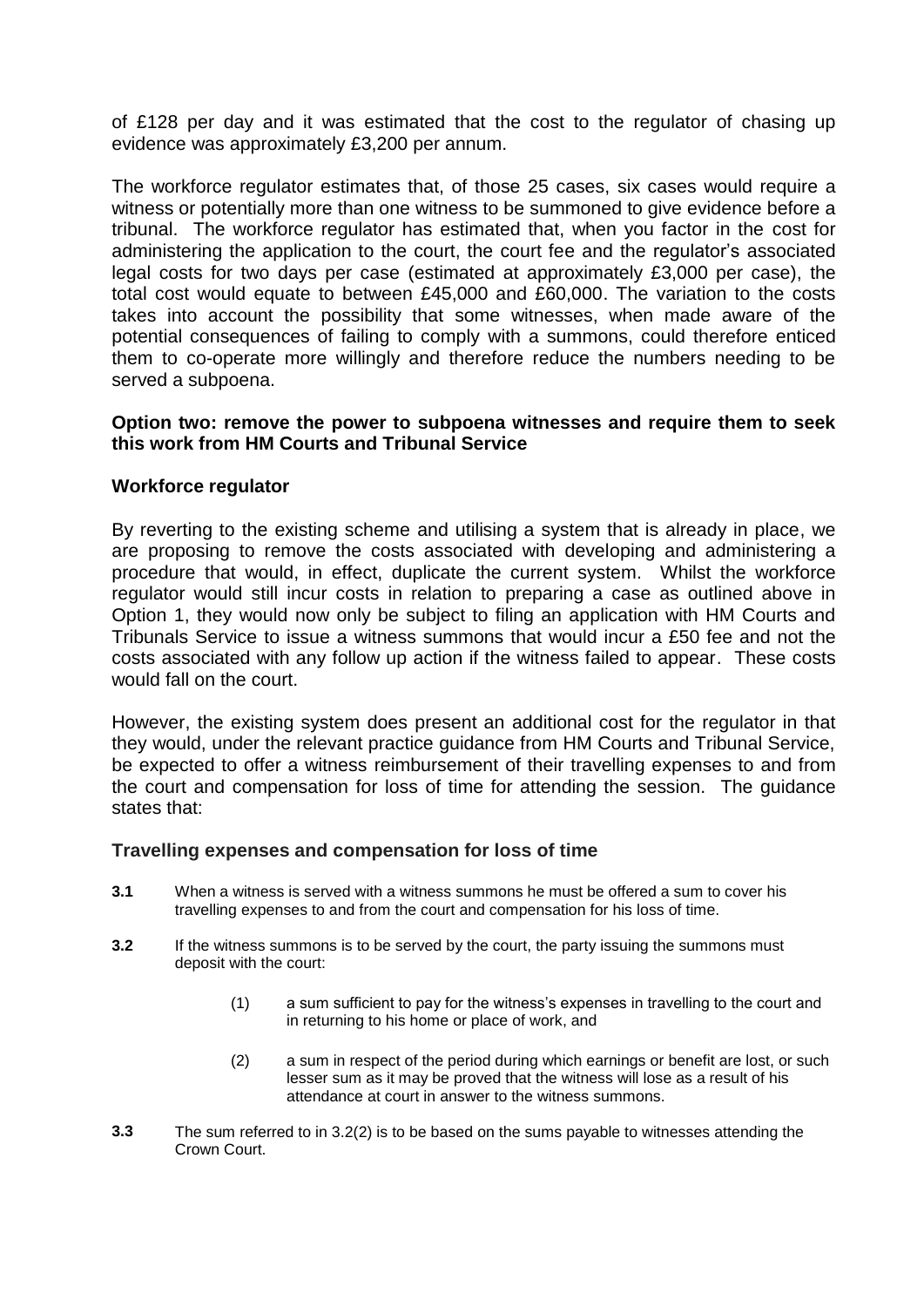of £128 per day and it was estimated that the cost to the regulator of chasing up evidence was approximately £3,200 per annum.

The workforce regulator estimates that, of those 25 cases, six cases would require a witness or potentially more than one witness to be summoned to give evidence before a tribunal. The workforce regulator has estimated that, when you factor in the cost for administering the application to the court, the court fee and the regulator's associated legal costs for two days per case (estimated at approximately £3,000 per case), the total cost would equate to between £45,000 and £60,000. The variation to the costs takes into account the possibility that some witnesses, when made aware of the potential consequences of failing to comply with a summons, could therefore enticed them to co-operate more willingly and therefore reduce the numbers needing to be served a subpoena.

**Option two: remove the power to subpoena witnesses and require them to seek this work from HM Courts and Tribunal Service**

**Workforce regulator**

By reverting to the existing scheme and utilising a system that is already in place, we are proposing to remove the costs associated with developing and administering a procedure that would, in effect, duplicate the current system. Whilst the workforce regulator would still incur costs in relation to preparing a case as outlined above in Option 1, they would now only be subject to filing an application with HM Courts and Tribunals Service to issue a witness summons that would incur a £50 fee and not the costs associated with any follow up action if the witness failed to appear. These costs would fall on the court.

However, the existing system does present an additional cost for the regulator in that they would, under the relevant practice guidance from HM Courts and Tribunal Service, be expected to offer a witness reimbursement of their travelling expenses to and from the court and compensation for loss of time for attending the session. The guidance states that:

**Travelling expenses and compensation for loss of time**

**3.1** When a witness is served with a witness summons he must be offered a sum to cover his travelling expenses to and from the court and compensation for his loss of time.

**3.2** If the witness summons is to be served by the court, the party issuing the summons must deposit with the court:

(1) a sum sufficient to pay for the witness's expenses in travelling to the court and in returning to his home or place of work, and

(2) a sum in respect of the period during which earnings or benefit are lost, or such lesser sum as it may be proved that the witness will lose as a result of his attendance at court in answer to the witness summons.

**3.3** The sum referred to in 3.2(2) is to be based on the sums payable to witnesses attending the Crown Court.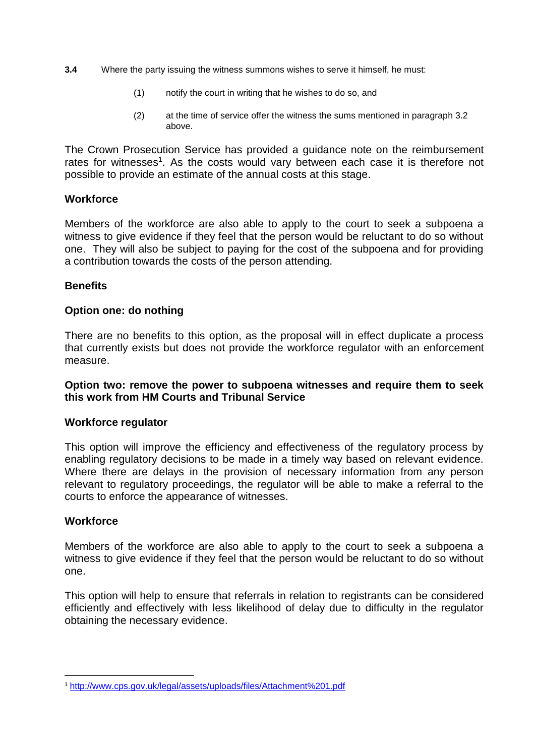**3.4** Where the party issuing the witness summons wishes to serve it himself, he must:

(1) notify the court in writing that he wishes to do so, and

(2) at the time of service offer the witness the sums mentioned in paragraph 3.2 above.

The Crown Prosecution Service has provided a guidance note on the reimbursement rates for witnesses[1]. As the costs would vary between each case it is therefore not possible to provide an estimate of the annual costs at this stage.

**Workforce**

Members of the workforce are also able to apply to the court to seek a subpoena a witness to give evidence if they feel that the person would be reluctant to do so without one. They will also be subject to paying for the cost of the subpoena and for providing a contribution towards the costs of the person attending.

**Benefits**

**Option one: do nothing**

There are no benefits to this option, as the proposal will in effect duplicate a process that currently exists but does not provide the workforce regulator with an enforcement measure.

**Option two: remove the power to subpoena witnesses and require them to seek this work from HM Courts and Tribunal Service**

**Workforce regulator**

This option will improve the efficiency and effectiveness of the regulatory process by enabling regulatory decisions to be made in a timely way based on relevant evidence. Where there are delays in the provision of necessary information from any person relevant to regulatory proceedings, the regulator will be able to make a referral to the courts to enforce the appearance of witnesses.

**Workforce**

Members of the workforce are also able to apply to the court to seek a subpoena a witness to give evidence if they feel that the person would be reluctant to do so without one.

This option will help to ensure that referrals in relation to registrants can be considered efficiently and effectively with less likelihood of delay due to difficulty in the regulator obtaining the necessary evidence.

---

[1] http://www.cps.gov.uk/legal/assets/uploads/files/Attachment%201.pdf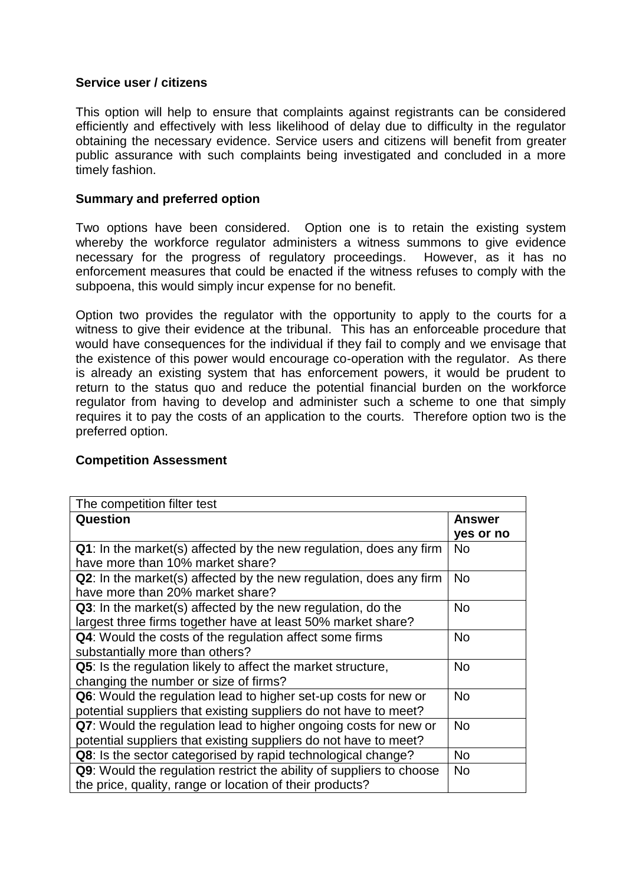**Service user / citizens**

This option will help to ensure that complaints against registrants can be considered efficiently and effectively with less likelihood of delay due to difficulty in the regulator obtaining the necessary evidence. Service users and citizens will benefit from greater public assurance with such complaints being investigated and concluded in a more timely fashion.

**Summary and preferred option**

Two options have been considered. Option one is to retain the existing system whereby the workforce regulator administers a witness summons to give evidence necessary for the progress of regulatory proceedings. However, as it has no enforcement measures that could be enacted if the witness refuses to comply with the subpoena, this would simply incur expense for no benefit.

Option two provides the regulator with the opportunity to apply to the courts for a witness to give their evidence at the tribunal. This has an enforceable procedure that would have consequences for the individual if they fail to comply and we envisage that the existence of this power would encourage co-operation with the regulator. As there is already an existing system that has enforcement powers, it would be prudent to return to the status quo and reduce the potential financial burden on the workforce regulator from having to develop and administer such a scheme to one that simply requires it to pay the costs of an application to the courts. Therefore option two is the preferred option.

**Competition Assessment**

| The competition filter test | |
|---|---|
| **Question** | **Answer yes or no** |
| **Q1**: In the market(s) affected by the new regulation, does any firm have more than 10% market share? | No |
| **Q2**: In the market(s) affected by the new regulation, does any firm have more than 20% market share? | No |
| **Q3**: In the market(s) affected by the new regulation, do the largest three firms together have at least 50% market share? | No |
| **Q4**: Would the costs of the regulation affect some firms substantially more than others? | No |
| **Q5**: Is the regulation likely to affect the market structure, changing the number or size of firms? | No |
| **Q6**: Would the regulation lead to higher set-up costs for new or potential suppliers that existing suppliers do not have to meet? | No |
| **Q7**: Would the regulation lead to higher ongoing costs for new or potential suppliers that existing suppliers do not have to meet? | No |
| **Q8**: Is the sector categorised by rapid technological change? | No |
| **Q9**: Would the regulation restrict the ability of suppliers to choose the price, quality, range or location of their products? | No |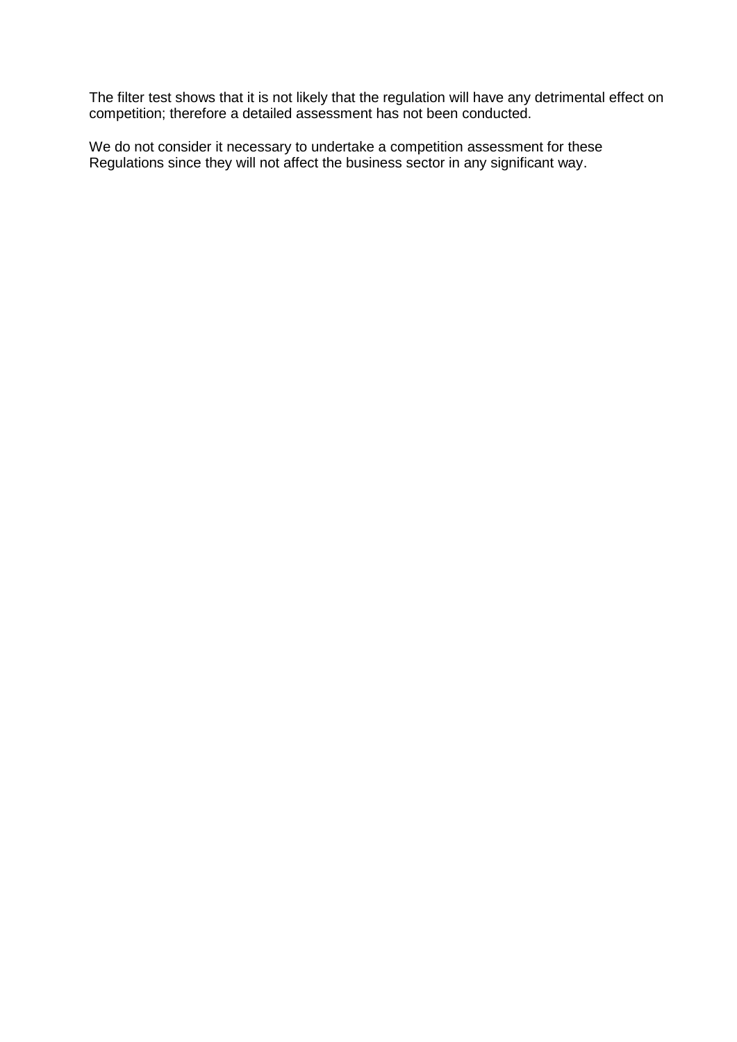The filter test shows that it is not likely that the regulation will have any detrimental effect on competition; therefore a detailed assessment has not been conducted.

We do not consider it necessary to undertake a competition assessment for these Regulations since they will not affect the business sector in any significant way.